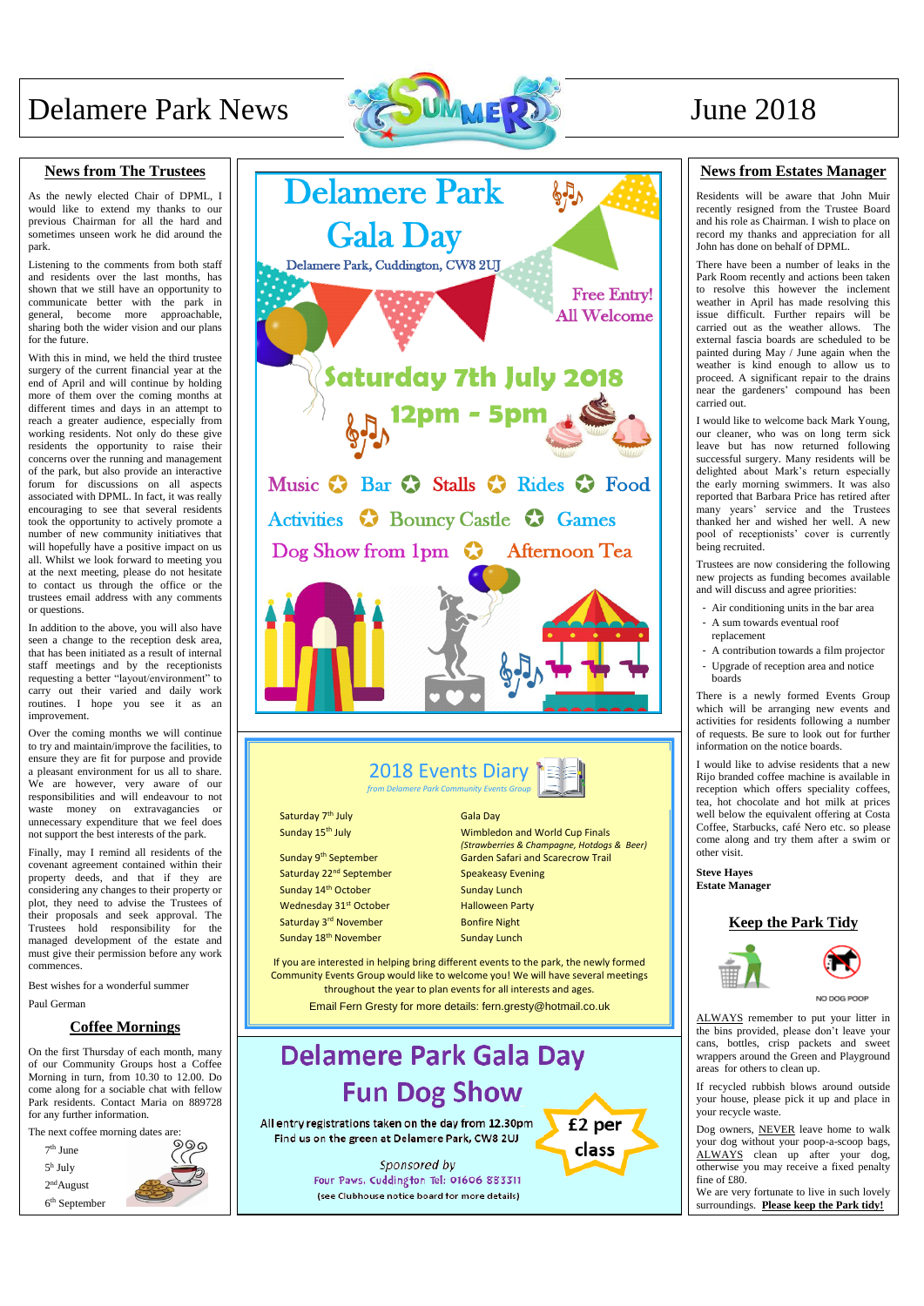# Delamere Park News

# June 2018

## News from The Trustees

As the newly elected Chair of DPML, I would like to extend my thanks to our previous Chairman for all the hard and sometimes unseen work he did around the park.

Listening to the comments from both staff and residents over the last months, has shown that we still have an opportunity to communicate better with the park in general, become more approachable, sharing both the wider vision and our plans for the future.

With this in mind, we held the third trustee surgery of the current financial year at the end of April and will continue by holding more of them over the coming months at different times and days in an attempt to reach a greater audience, especially from working residents. Not only do these give residents the opportunity to raise their concerns over the running and management of the park, but also provide an interactive forum for discussions on all aspects associated with DPML. In fact, it was really encouraging to see that several residents took the opportunity to actively promote a number of new community initiatives that will hopefully have a positive impact on us all. Whilst we look forward to meeting you at the next meeting, please do not hesitate to contact us through the office or the trustees email address with any comments or questions.

In addition to the above, you will also have seen a change to the reception desk area, that has been initiated as a result of internal staff meetings and by the receptionists requesting a better "layout/environment" to carry out their varied and daily work routines. I hope you see it as an improvement.

Over the coming months we will continue to try and maintain/improve the facilities, to ensure they are fit for purpose and provide a pleasant environment for us all to share. We are however, very aware of our responsibilities and will endeavour to not waste money on extravagances or unnecessary expenditure that we feel does not support the best interests of the park.

Finally, may I remind all residents of the covenant agreement contained within their property deeds, and that if they are considering any changes to their property or plot, they need to advise the Trustees of their proposals and seek approval. The Trustees hold responsibility for the managed development of the estate and must give their permission before any work commences.

Best wishes for a wonderful summer

Paul German

## Coffee Mornings

On the first Thursday of each month, many of our Community Groups host a Coffee Morning in turn, from 10.30 to 12.00. Do come along for a sociable chat with fellow Park residents. Contact Maria on 889728 for any further information.

The next coffee morning dates are:

7th June
5th July
2nd August
6th September

# Delamere Park Gala Day

Delamere Park, Cuddington, CW8 2UJ

Free Entry! All Welcome

**Saturday 7th July 2018**

**12pm - 5pm**

Music ✪ Bar ✪ Stalls ✪ Rides ✪ Food

Activities ✪ Bouncy Castle ✪ Games

Dog Show from 1pm ✪ Afternoon Tea

## 2018 Events Diary

*from Delamere Park Community Events Group*

| | |
|---|---|
| Saturday 7th July | Gala Day |
| Sunday 15th July | Wimbledon and World Cup Finals *(Strawberries & Champagne, Hotdogs & Beer)* |
| Sunday 9th September | Garden Safari and Scarecrow Trail |
| Saturday 22nd September | Speakeasy Evening |
| Sunday 14th October | Sunday Lunch |
| Wednesday 31st October | Halloween Party |
| Saturday 3rd November | Bonfire Night |
| Sunday 18th November | Sunday Lunch |

If you are interested in helping bring different events to the park, the newly formed Community Events Group would like to welcome you! We will have several meetings throughout the year to plan events for all interests and ages.

Email Fern Gresty for more details: fern.gresty@hotmail.co.uk

# Delamere Park Gala Day Fun Dog Show

All entry registrations taken on the day from 12.30pm

Find us on the green at Delamere Park, CW8 2UJ

£2 per class

Sponsored by
Four Paws, Cuddington Tel: 01606 883311
(see Clubhouse notice board for more details)

## News from Estates Manager

Residents will be aware that John Muir recently resigned from the Trustee Board and his role as Chairman. I wish to place on record my thanks and appreciation for all John has done on behalf of DPML.

There have been a number of leaks in the Park Room recently and actions been taken to resolve this however the inclement weather in April has made resolving this issue difficult. Further repairs will be carried out as the weather allows. The external fascia boards are scheduled to be painted during May / June again when the weather is kind enough to allow us to proceed. A significant repair to the drains near the gardeners' compound has been carried out.

I would like to welcome back Mark Young, our cleaner, who was on long term sick leave but has now returned following successful surgery. Many residents will be delighted about Mark's return especially the early morning swimmers. It was also reported that Barbara Price has retired after many years' service and the Trustees thanked her and wished her well. A new pool of receptionists' cover is currently being recruited.

Trustees are now considering the following new projects as funding becomes available and will discuss and agree priorities:

- Air conditioning units in the bar area
- A sum towards eventual roof replacement
- A contribution towards a film projector
- Upgrade of reception area and notice boards

There is a newly formed Events Group which will be arranging new events and activities for residents following a number of requests. Be sure to look out for further information on the notice boards.

I would like to advise residents that a new Rijo branded coffee machine is available in reception which offers speciality coffees, tea, hot chocolate and hot milk at prices well below the equivalent offering at Costa Coffee, Starbucks, café Nero etc. so please come along and try them after a swim or other visit.

**Steve Hayes**
**Estate Manager**

## Keep the Park Tidy

NO DOG POOP

ALWAYS remember to put your litter in the bins provided, please don't leave your cans, bottles, crisp packets and sweet wrappers around the Green and Playground areas for others to clean up.

If recycled rubbish blows around outside your house, please pick it up and place in your recycle waste.

Dog owners, NEVER leave home to walk your dog without your poop-a-scoop bags, ALWAYS clean up after your dog, otherwise you may receive a fixed penalty fine of £80.

We are very fortunate to live in such lovely surroundings. **Please keep the Park tidy!**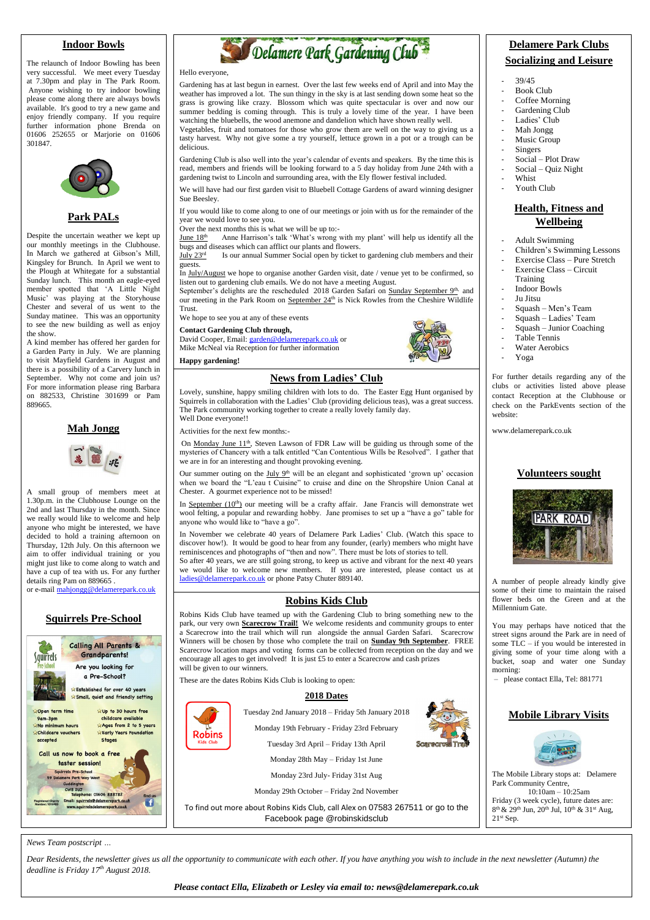## Indoor Bowls

The relaunch of Indoor Bowling has been very successful. We meet every Tuesday at 7.30pm and play in The Park Room. Anyone wishing to try indoor bowling please come along there are always bowls available. It's good to try a new game and enjoy friendly company. If you require further information phone Brenda on 01606 252655 or Marjorie on 01606 301847.

## Park PALs

Despite the uncertain weather we kept up our monthly meetings in the Clubhouse. In March we gathered at Gibson's Mill, Kingsley for Brunch. In April we went to the Plough at Whitegate for a substantial Sunday lunch. This month an eagle-eyed member spotted that 'A Little Night Music' was playing at the Storyhouse Chester and several of us went to the Sunday matinee. This was an opportunity to see the new building as well as enjoy the show.

A kind member has offered her garden for a Garden Party in July. We are planning to visit Mayfield Gardens in August and there is a possibility of a Carvery lunch in September. Why not come and join us? For more information please ring Barbara on 882533, Christine 301699 or Pam 889665.

## Mah Jongg

A small group of members meet at 1.30p.m. in the Clubhouse Lounge on the 2nd and last Thursday in the month. Since we really would like to welcome and help anyone who might be interested, we have decided to hold a training afternoon on Thursday, 12th July. On this afternoon we aim to offer individual training or you might just like to come along to watch and have a cup of tea with us. For any further details ring Pam on 889665 .
or e-mail mahjongg@delamerepark.co.uk

## Squirrels Pre-School

Calling All Parents & Grandparents!

Are you looking for a Pre-School?

- Established for over 40 years
- Small, quiet and friendly setting
- Open term time 9am-3pm
- No minimum hours
- Childcare vouchers accepted
- Up to 30 hours free childcare available
- Ages from 2 to 5 years
- Early Years Foundation Stages

Call us now to book a free taster session!

Squirrels Pre-School
59 Delamere Park Way West
Cuddington
CW8 2UT
Telephone: 01606 888782
Email: squirrels@delamerepark.co.uk
www.squirrelsdelamerepark.co.uk

# Delamere Park Gardening Club

Hello everyone,

Gardening has at last begun in earnest. Over the last few weeks end of April and into May the weather has improved a lot. The sun thingy in the sky is at last sending down some heat so the grass is growing like crazy. Blossom which was quite spectacular is over and now our summer bedding is coming through. This is truly a lovely time of the year. I have been watching the bluebells, the wood anemone and dandelion which have shown really well. Vegetables, fruit and tomatoes for those who grow them are well on the way to giving us a tasty harvest. Why not give some a try yourself, lettuce grown in a pot or a trough can be delicious.

Gardening Club is also well into the year's calendar of events and speakers. By the time this is read, members and friends will be looking forward to a 5 day holiday from June 24th with a gardening twist to Lincoln and surrounding area, with the Ely flower festival included.

We will have had our first garden visit to Bluebell Cottage Gardens of award winning designer Sue Beesley.

If you would like to come along to one of our meetings or join with us for the remainder of the year we would love to see you.

Over the next months this is what we will be up to:-

June 18th Anne Harrison's talk 'What's wrong with my plant' will help us identify all the bugs and diseases which can afflict our plants and flowers.

July 23rd Is our annual Summer Social open by ticket to gardening club members and their guests.

In July/August we hope to organise another Garden visit, date / venue yet to be confirmed, so listen out to gardening club emails. We do not have a meeting August.

September's delights are the rescheduled 2018 Garden Safari on Sunday September 9th, and our meeting in the Park Room on September 24th is Nick Rowles from the Cheshire Wildlife Trust.

We hope to see you at any of these events

**Contact Gardening Club through,**
David Cooper, Email: garden@delamerepark.co.uk or
Mike McNeal via Reception for further information

**Happy gardening!**

## News from Ladies' Club

Lovely, sunshine, happy smiling children with lots to do. The Easter Egg Hunt organised by Squirrels in collaboration with the Ladies' Club (providing delicious teas), was a great success. The Park community working together to create a really lovely family day.
Well Done everyone!!

Activities for the next few months:-

On Monday June 11th, Steven Lawson of FDR Law will be guiding us through some of the mysteries of Chancery with a talk entitled "Can Contentious Wills be Resolved". I gather that we are in for an interesting and thought provoking evening.

Our summer outing on the July 9th will be an elegant and sophisticated 'grown up' occasion when we board the "L'eau t Cuisine" to cruise and dine on the Shropshire Union Canal at Chester. A gourmet experience not to be missed!

In September (10th) our meeting will be a crafty affair. Jane Francis will demonstrate wet wool felting, a popular and rewarding hobby. Jane promises to set up a "have a go" table for anyone who would like to "have a go".

In November we celebrate 40 years of Delamere Park Ladies' Club. (Watch this space to discover how!). It would be good to hear from any founder, (early) members who might have reminiscences and photographs of "then and now". There must be lots of stories to tell.
So after 40 years, we are still going strong, to keep us active and vibrant for the next 40 years we would like to welcome new members. If you are interested, please contact us at ladies@delamerepark.co.uk or phone Patsy Chuter 889140.

## Robins Kids Club

Robins Kids Club have teamed up with the Gardening Club to bring something new to the park, our very own **Scarecrow Trail!** We welcome residents and community groups to enter a Scarecrow into the trail which will run alongside the annual Garden Safari. Scarecrow Winners will be chosen by those who complete the trail on **Sunday 9th September**. FREE Scarecrow location maps and voting forms can be collected from reception on the day and we encourage all ages to get involved! It is just £5 to enter a Scarecrow and cash prizes will be given to our winners.

These are the dates Robins Kids Club is looking to open:

### 2018 Dates

Tuesday 2nd January 2018 – Friday 5th January 2018

Monday 19th February - Friday 23rd February

Tuesday 3rd April – Friday 13th April

Monday 28th May – Friday 1st June

Monday 23rd July- Friday 31st Aug

Monday 29th October – Friday 2nd November

To find out more about Robins Kids Club, call Alex on 07583 267511 or go to the Facebook page @robinskidsclub

## Delamere Park Clubs

## Socializing and Leisure

- 39/45
- Book Club
- Coffee Morning
- Gardening Club
- Ladies' Club
- Mah Jongg
- Music Group
- Singers
- Social – Plot Draw
- Social – Quiz Night
- Whist
- Youth Club

## Health, Fitness and Wellbeing

- Adult Swimming
- Children's Swimming Lessons
- Exercise Class – Pure Stretch
- Exercise Class – Circuit Training
- Indoor Bowls
- Ju Jitsu
- Squash – Men's Team
- Squash – Ladies' Team
- Squash – Junior Coaching
- Table Tennis
- Water Aerobics
- Yoga

For further details regarding any of the clubs or activities listed above please contact Reception at the Clubhouse or check on the ParkEvents section of the website:

www.delamerepark.co.uk

## Volunteers sought

A number of people already kindly give some of their time to maintain the raised flower beds on the Green and at the Millennium Gate.

You may perhaps have noticed that the street signs around the Park are in need of some TLC – if you would be interested in giving some of your time along with a bucket, soap and water one Sunday morning:

– please contact Ella, Tel: 881771

## Mobile Library Visits

The Mobile Library stops at: Delamere Park Community Centre,
10:10am – 10:25am
Friday (3 week cycle), future dates are: 8th & 29th Jun, 20th Jul, 10th & 31st Aug, 21st Sep.

*News Team postscript …*

*Dear Residents, the newsletter gives us all the opportunity to communicate with each other. If you have anything you wish to include in the next newsletter (Autumn) the deadline is Friday 17th August 2018.*

***Please contact Ella, Elizabeth or Lesley via email to: news@delamerepark.co.uk***